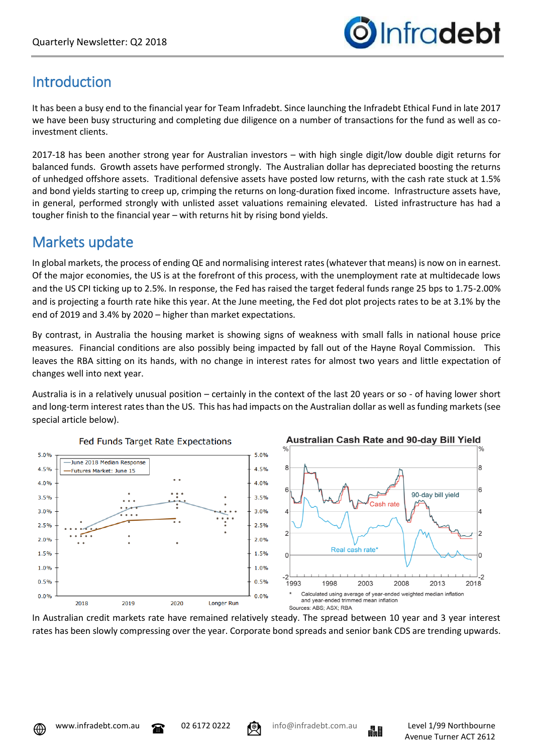## Introduction

It has been a busy end to the financial year for Team Infradebt. Since launching the Infradebt Ethical Fund in late 2017 we have been busy structuring and completing due diligence on a number of transactions for the fund as well as co-investment clients.

2017-18 has been another strong year for Australian investors – with high single digit/low double digit returns for balanced funds. Growth assets have performed strongly. The Australian dollar has depreciated boosting the returns of unhedged offshore assets. Traditional defensive assets have posted low returns, with the cash rate stuck at 1.5% and bond yields starting to creep up, crimping the returns on long-duration fixed income. Infrastructure assets have, in general, performed strongly with unlisted asset valuations remaining elevated. Listed infrastructure has had a tougher finish to the financial year – with returns hit by rising bond yields.

## Markets update

In global markets, the process of ending QE and normalising interest rates (whatever that means) is now on in earnest. Of the major economies, the US is at the forefront of this process, with the unemployment rate at multidecade lows and the US CPI ticking up to 2.5%. In response, the Fed has raised the target federal funds range 25 bps to 1.75-2.00% and is projecting a fourth rate hike this year. At the June meeting, the Fed dot plot projects rates to be at 3.1% by the end of 2019 and 3.4% by 2020 – higher than market expectations.

By contrast, in Australia the housing market is showing signs of weakness with small falls in national house price measures. Financial conditions are also possibly being impacted by fall out of the Hayne Royal Commission. This leaves the RBA sitting on its hands, with no change in interest rates for almost two years and little expectation of changes well into next year.

Australia is in a relatively unusual position – certainly in the context of the last 20 years or so - of having lower short and long-term interest rates than the US. This has had impacts on the Australian dollar as well as funding markets (see special article below).

Fed Funds Target Rate Expectations

Australian Cash Rate and 90-day Bill Yield

\* Calculated using average of year-ended weighted median inflation and year-ended trimmed mean inflation

Sources: ABS; ASX; RBA

In Australian credit markets rate have remained relatively steady. The spread between 10 year and 3 year interest rates has been slowly compressing over the year. Corporate bond spreads and senior bank CDS are trending upwards.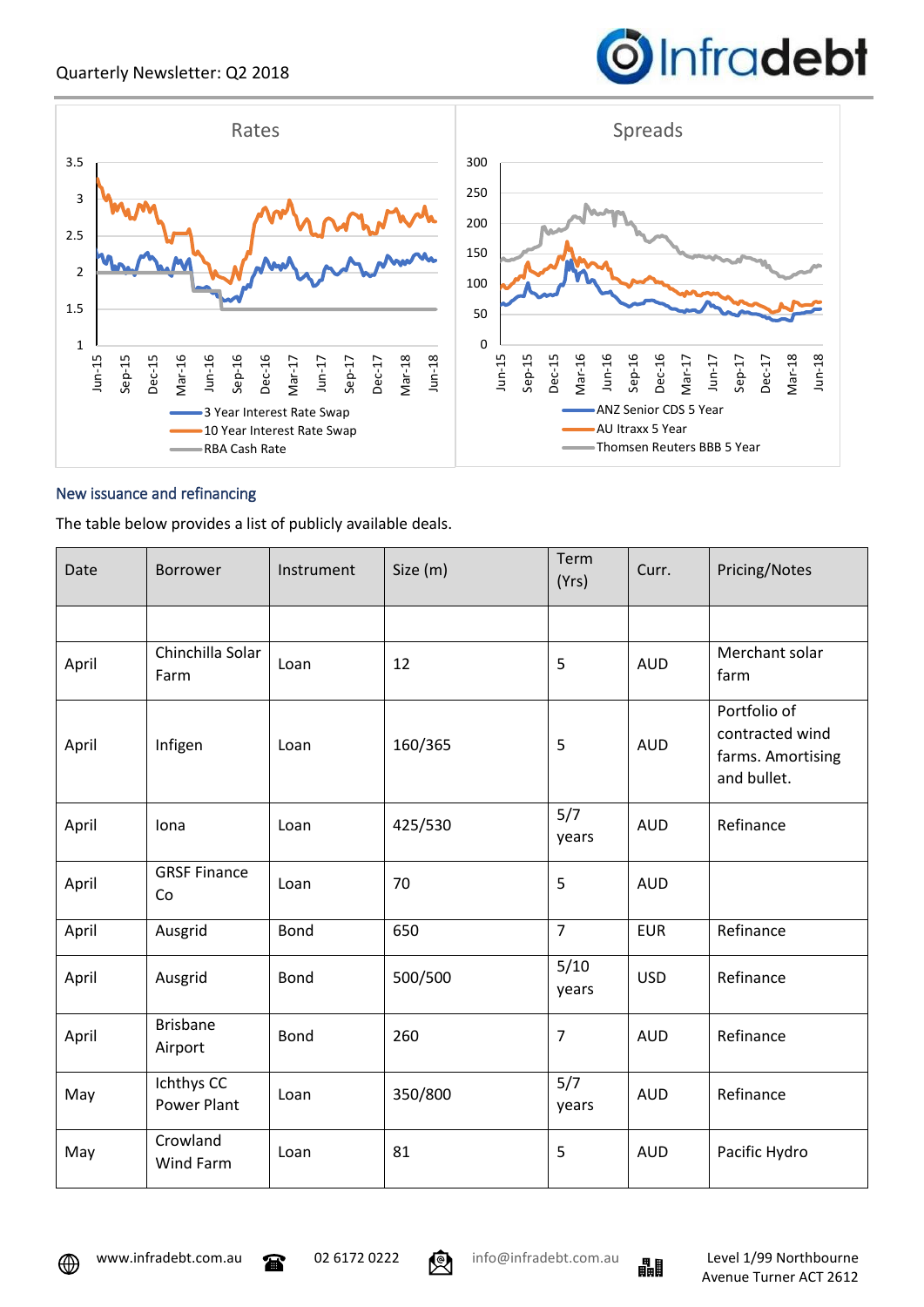### New issuance and refinancing

The table below provides a list of publicly available deals.

| Date | Borrower | Instrument | Size (m) | Term (Yrs) | Curr. | Pricing/Notes |
|---|---|---|---|---|---|---|
| | | | | | | |
| April | Chinchilla Solar Farm | Loan | 12 | 5 | AUD | Merchant solar farm |
| April | Infigen | Loan | 160/365 | 5 | AUD | Portfolio of contracted wind farms. Amortising and bullet. |
| April | Iona | Loan | 425/530 | 5/7 years | AUD | Refinance |
| April | GRSF Finance Co | Loan | 70 | 5 | AUD | |
| April | Ausgrid | Bond | 650 | 7 | EUR | Refinance |
| April | Ausgrid | Bond | 500/500 | 5/10 years | USD | Refinance |
| April | Brisbane Airport | Bond | 260 | 7 | AUD | Refinance |
| May | Ichthys CC Power Plant | Loan | 350/800 | 5/7 years | AUD | Refinance |
| May | Crowland Wind Farm | Loan | 81 | 5 | AUD | Pacific Hydro |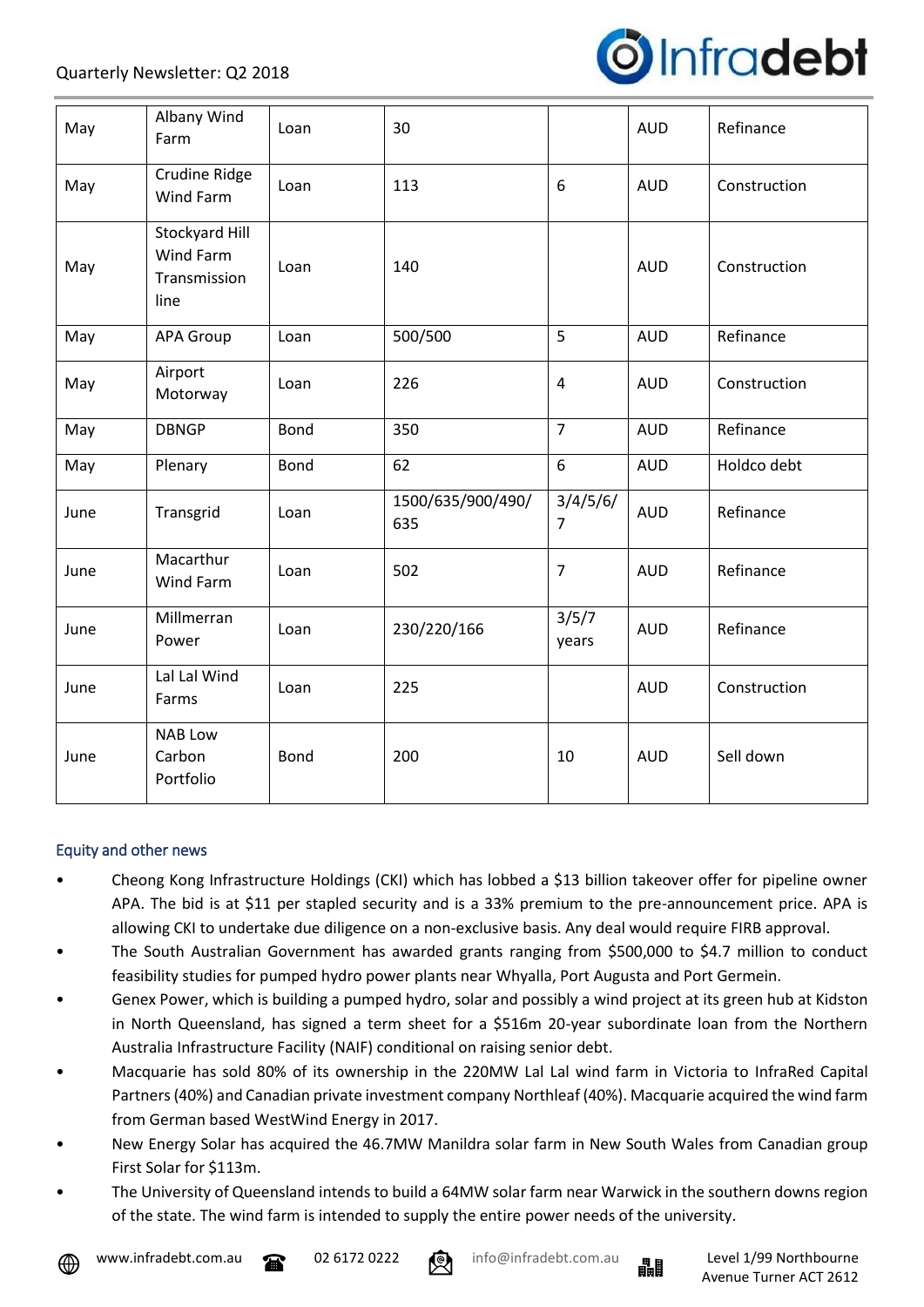| May | Albany Wind Farm | Loan | 30 | | AUD | Refinance |
|---|---|---|---|---|---|---|
| May | Crudine Ridge Wind Farm | Loan | 113 | 6 | AUD | Construction |
| May | Stockyard Hill Wind Farm Transmission line | Loan | 140 | | AUD | Construction |
| May | APA Group | Loan | 500/500 | 5 | AUD | Refinance |
| May | Airport Motorway | Loan | 226 | 4 | AUD | Construction |
| May | DBNGP | Bond | 350 | 7 | AUD | Refinance |
| May | Plenary | Bond | 62 | 6 | AUD | Holdco debt |
| June | Transgrid | Loan | 1500/635/900/490/635 | 3/4/5/6/7 | AUD | Refinance |
| June | Macarthur Wind Farm | Loan | 502 | 7 | AUD | Refinance |
| June | Millmerran Power | Loan | 230/220/166 | 3/5/7 years | AUD | Refinance |
| June | Lal Lal Wind Farms | Loan | 225 | | AUD | Construction |
| June | NAB Low Carbon Portfolio | Bond | 200 | 10 | AUD | Sell down |

## Equity and other news

- Cheong Kong Infrastructure Holdings (CKI) which has lobbed a $13 billion takeover offer for pipeline owner APA. The bid is at $11 per stapled security and is a 33% premium to the pre-announcement price. APA is allowing CKI to undertake due diligence on a non-exclusive basis. Any deal would require FIRB approval.
- The South Australian Government has awarded grants ranging from $500,000 to $4.7 million to conduct feasibility studies for pumped hydro power plants near Whyalla, Port Augusta and Port Germein.
- Genex Power, which is building a pumped hydro, solar and possibly a wind project at its green hub at Kidston in North Queensland, has signed a term sheet for a $516m 20-year subordinate loan from the Northern Australia Infrastructure Facility (NAIF) conditional on raising senior debt.
- Macquarie has sold 80% of its ownership in the 220MW Lal Lal wind farm in Victoria to InfraRed Capital Partners (40%) and Canadian private investment company Northleaf (40%). Macquarie acquired the wind farm from German based WestWind Energy in 2017.
- New Energy Solar has acquired the 46.7MW Manildra solar farm in New South Wales from Canadian group First Solar for $113m.
- The University of Queensland intends to build a 64MW solar farm near Warwick in the southern downs region of the state. The wind farm is intended to supply the entire power needs of the university.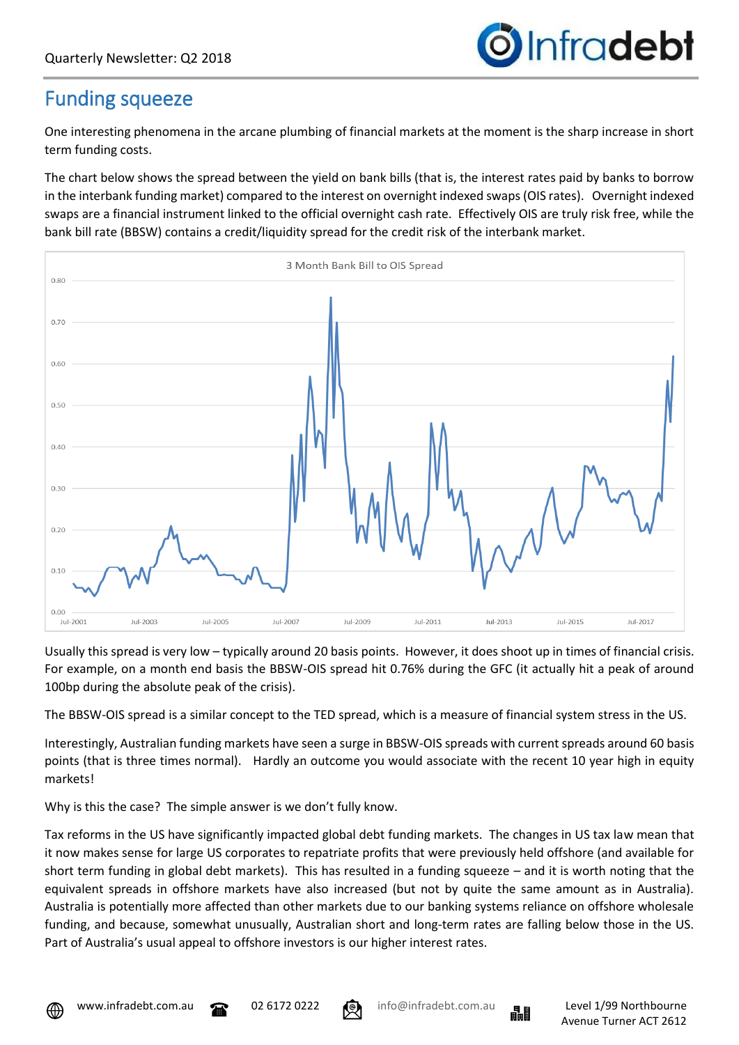## Funding squeeze

One interesting phenomena in the arcane plumbing of financial markets at the moment is the sharp increase in short term funding costs.

The chart below shows the spread between the yield on bank bills (that is, the interest rates paid by banks to borrow in the interbank funding market) compared to the interest on overnight indexed swaps (OIS rates). Overnight indexed swaps are a financial instrument linked to the official overnight cash rate. Effectively OIS are truly risk free, while the bank bill rate (BBSW) contains a credit/liquidity spread for the credit risk of the interbank market.

Usually this spread is very low – typically around 20 basis points. However, it does shoot up in times of financial crisis. For example, on a month end basis the BBSW-OIS spread hit 0.76% during the GFC (it actually hit a peak of around 100bp during the absolute peak of the crisis).

The BBSW-OIS spread is a similar concept to the TED spread, which is a measure of financial system stress in the US.

Interestingly, Australian funding markets have seen a surge in BBSW-OIS spreads with current spreads around 60 basis points (that is three times normal). Hardly an outcome you would associate with the recent 10 year high in equity markets!

Why is this the case? The simple answer is we don't fully know.

Tax reforms in the US have significantly impacted global debt funding markets. The changes in US tax law mean that it now makes sense for large US corporates to repatriate profits that were previously held offshore (and available for short term funding in global debt markets). This has resulted in a funding squeeze – and it is worth noting that the equivalent spreads in offshore markets have also increased (but not by quite the same amount as in Australia). Australia is potentially more affected than other markets due to our banking systems reliance on offshore wholesale funding, and because, somewhat unusually, Australian short and long-term rates are falling below those in the US. Part of Australia's usual appeal to offshore investors is our higher interest rates.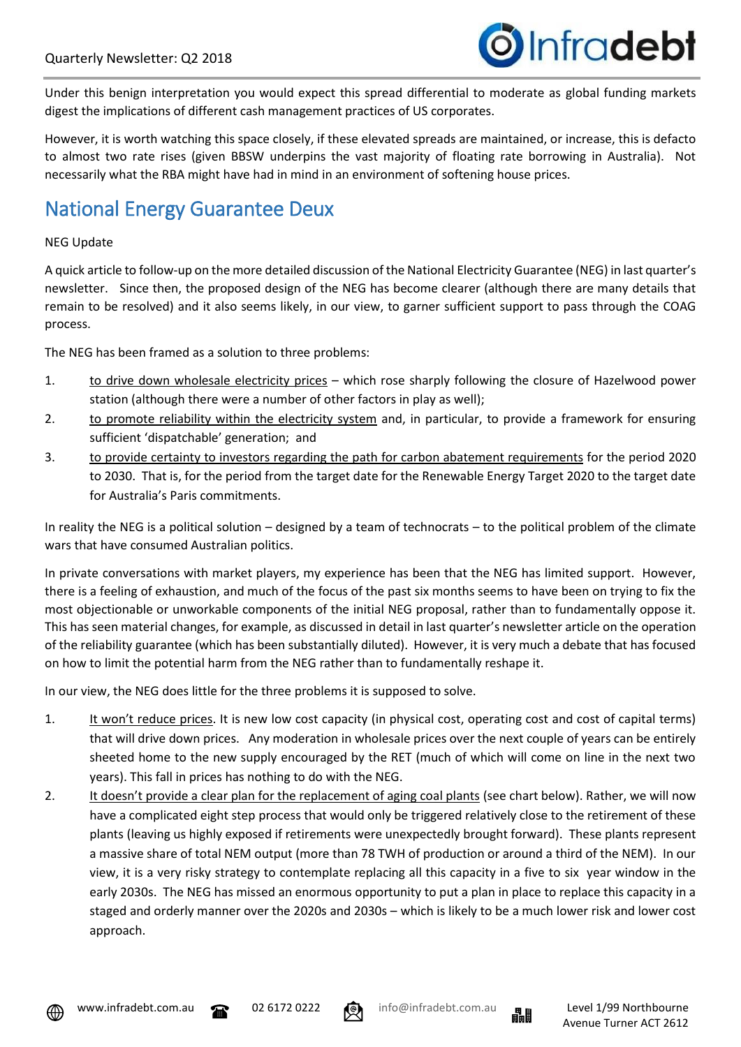Under this benign interpretation you would expect this spread differential to moderate as global funding markets digest the implications of different cash management practices of US corporates.

However, it is worth watching this space closely, if these elevated spreads are maintained, or increase, this is defacto to almost two rate rises (given BBSW underpins the vast majority of floating rate borrowing in Australia). Not necessarily what the RBA might have had in mind in an environment of softening house prices.

## National Energy Guarantee Deux

NEG Update

A quick article to follow-up on the more detailed discussion of the National Electricity Guarantee (NEG) in last quarter's newsletter. Since then, the proposed design of the NEG has become clearer (although there are many details that remain to be resolved) and it also seems likely, in our view, to garner sufficient support to pass through the COAG process.

The NEG has been framed as a solution to three problems:

1. to drive down wholesale electricity prices – which rose sharply following the closure of Hazelwood power station (although there were a number of other factors in play as well);
2. to promote reliability within the electricity system and, in particular, to provide a framework for ensuring sufficient 'dispatchable' generation; and
3. to provide certainty to investors regarding the path for carbon abatement requirements for the period 2020 to 2030. That is, for the period from the target date for the Renewable Energy Target 2020 to the target date for Australia's Paris commitments.

In reality the NEG is a political solution – designed by a team of technocrats – to the political problem of the climate wars that have consumed Australian politics.

In private conversations with market players, my experience has been that the NEG has limited support. However, there is a feeling of exhaustion, and much of the focus of the past six months seems to have been on trying to fix the most objectionable or unworkable components of the initial NEG proposal, rather than to fundamentally oppose it. This has seen material changes, for example, as discussed in detail in last quarter's newsletter article on the operation of the reliability guarantee (which has been substantially diluted). However, it is very much a debate that has focused on how to limit the potential harm from the NEG rather than to fundamentally reshape it.

In our view, the NEG does little for the three problems it is supposed to solve.

1. It won't reduce prices. It is new low cost capacity (in physical cost, operating cost and cost of capital terms) that will drive down prices. Any moderation in wholesale prices over the next couple of years can be entirely sheeted home to the new supply encouraged by the RET (much of which will come on line in the next two years). This fall in prices has nothing to do with the NEG.
2. It doesn't provide a clear plan for the replacement of aging coal plants (see chart below). Rather, we will now have a complicated eight step process that would only be triggered relatively close to the retirement of these plants (leaving us highly exposed if retirements were unexpectedly brought forward). These plants represent a massive share of total NEM output (more than 78 TWH of production or around a third of the NEM). In our view, it is a very risky strategy to contemplate replacing all this capacity in a five to six year window in the early 2030s. The NEG has missed an enormous opportunity to put a plan in place to replace this capacity in a staged and orderly manner over the 2020s and 2030s – which is likely to be a much lower risk and lower cost approach.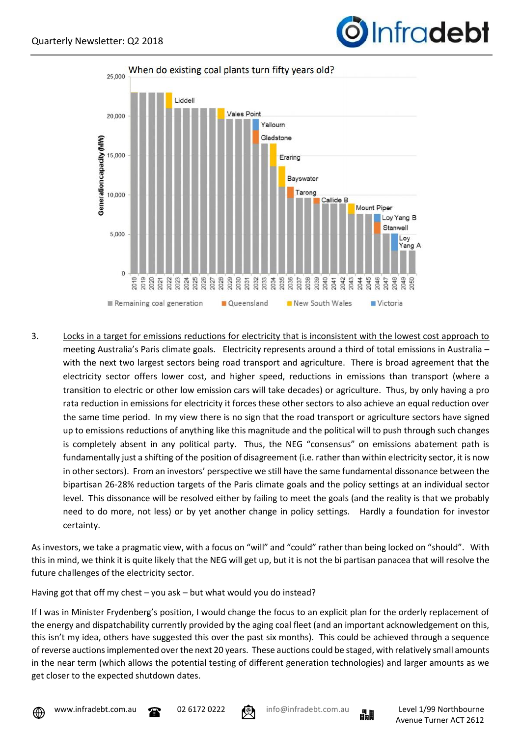When do existing coal plants turn fifty years old?

3. Locks in a target for emissions reductions for electricity that is inconsistent with the lowest cost approach to meeting Australia's Paris climate goals. Electricity represents around a third of total emissions in Australia – with the next two largest sectors being road transport and agriculture. There is broad agreement that the electricity sector offers lower cost, and higher speed, reductions in emissions than transport (where a transition to electric or other low emission cars will take decades) or agriculture. Thus, by only having a pro rata reduction in emissions for electricity it forces these other sectors to also achieve an equal reduction over the same time period. In my view there is no sign that the road transport or agriculture sectors have signed up to emissions reductions of anything like this magnitude and the political will to push through such changes is completely absent in any political party. Thus, the NEG "consensus" on emissions abatement path is fundamentally just a shifting of the position of disagreement (i.e. rather than within electricity sector, it is now in other sectors). From an investors' perspective we still have the same fundamental dissonance between the bipartisan 26-28% reduction targets of the Paris climate goals and the policy settings at an individual sector level. This dissonance will be resolved either by failing to meet the goals (and the reality is that we probably need to do more, not less) or by yet another change in policy settings. Hardly a foundation for investor certainty.

As investors, we take a pragmatic view, with a focus on "will" and "could" rather than being locked on "should". With this in mind, we think it is quite likely that the NEG will get up, but it is not the bi partisan panacea that will resolve the future challenges of the electricity sector.

Having got that off my chest – you ask – but what would you do instead?

If I was in Minister Frydenberg's position, I would change the focus to an explicit plan for the orderly replacement of the energy and dispatchability currently provided by the aging coal fleet (and an important acknowledgement on this, this isn't my idea, others have suggested this over the past six months). This could be achieved through a sequence of reverse auctions implemented over the next 20 years. These auctions could be staged, with relatively small amounts in the near term (which allows the potential testing of different generation technologies) and larger amounts as we get closer to the expected shutdown dates.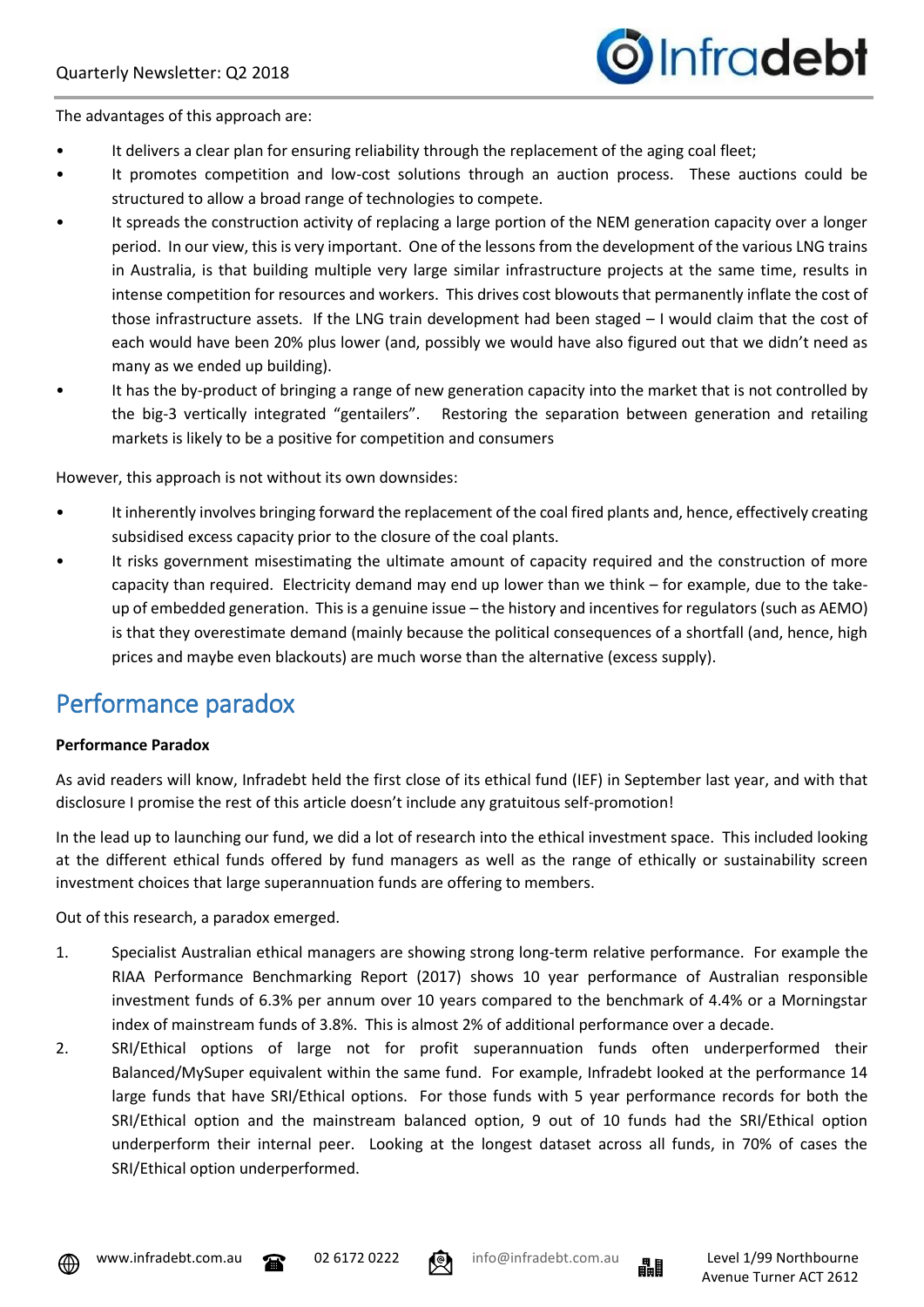The advantages of this approach are:

- It delivers a clear plan for ensuring reliability through the replacement of the aging coal fleet;
- It promotes competition and low-cost solutions through an auction process. These auctions could be structured to allow a broad range of technologies to compete.
- It spreads the construction activity of replacing a large portion of the NEM generation capacity over a longer period. In our view, this is very important. One of the lessons from the development of the various LNG trains in Australia, is that building multiple very large similar infrastructure projects at the same time, results in intense competition for resources and workers. This drives cost blowouts that permanently inflate the cost of those infrastructure assets. If the LNG train development had been staged – I would claim that the cost of each would have been 20% plus lower (and, possibly we would have also figured out that we didn't need as many as we ended up building).
- It has the by-product of bringing a range of new generation capacity into the market that is not controlled by the big-3 vertically integrated "gentailers". Restoring the separation between generation and retailing markets is likely to be a positive for competition and consumers

However, this approach is not without its own downsides:

- It inherently involves bringing forward the replacement of the coal fired plants and, hence, effectively creating subsidised excess capacity prior to the closure of the coal plants.
- It risks government misestimating the ultimate amount of capacity required and the construction of more capacity than required. Electricity demand may end up lower than we think – for example, due to the take-up of embedded generation. This is a genuine issue – the history and incentives for regulators (such as AEMO) is that they overestimate demand (mainly because the political consequences of a shortfall (and, hence, high prices and maybe even blackouts) are much worse than the alternative (excess supply).

## Performance paradox

**Performance Paradox**

As avid readers will know, Infradebt held the first close of its ethical fund (IEF) in September last year, and with that disclosure I promise the rest of this article doesn't include any gratuitous self-promotion!

In the lead up to launching our fund, we did a lot of research into the ethical investment space. This included looking at the different ethical funds offered by fund managers as well as the range of ethically or sustainability screen investment choices that large superannuation funds are offering to members.

Out of this research, a paradox emerged.

1. Specialist Australian ethical managers are showing strong long-term relative performance. For example the RIAA Performance Benchmarking Report (2017) shows 10 year performance of Australian responsible investment funds of 6.3% per annum over 10 years compared to the benchmark of 4.4% or a Morningstar index of mainstream funds of 3.8%. This is almost 2% of additional performance over a decade.
2. SRI/Ethical options of large not for profit superannuation funds often underperformed their Balanced/MySuper equivalent within the same fund. For example, Infradebt looked at the performance 14 large funds that have SRI/Ethical options. For those funds with 5 year performance records for both the SRI/Ethical option and the mainstream balanced option, 9 out of 10 funds had the SRI/Ethical option underperform their internal peer. Looking at the longest dataset across all funds, in 70% of cases the SRI/Ethical option underperformed.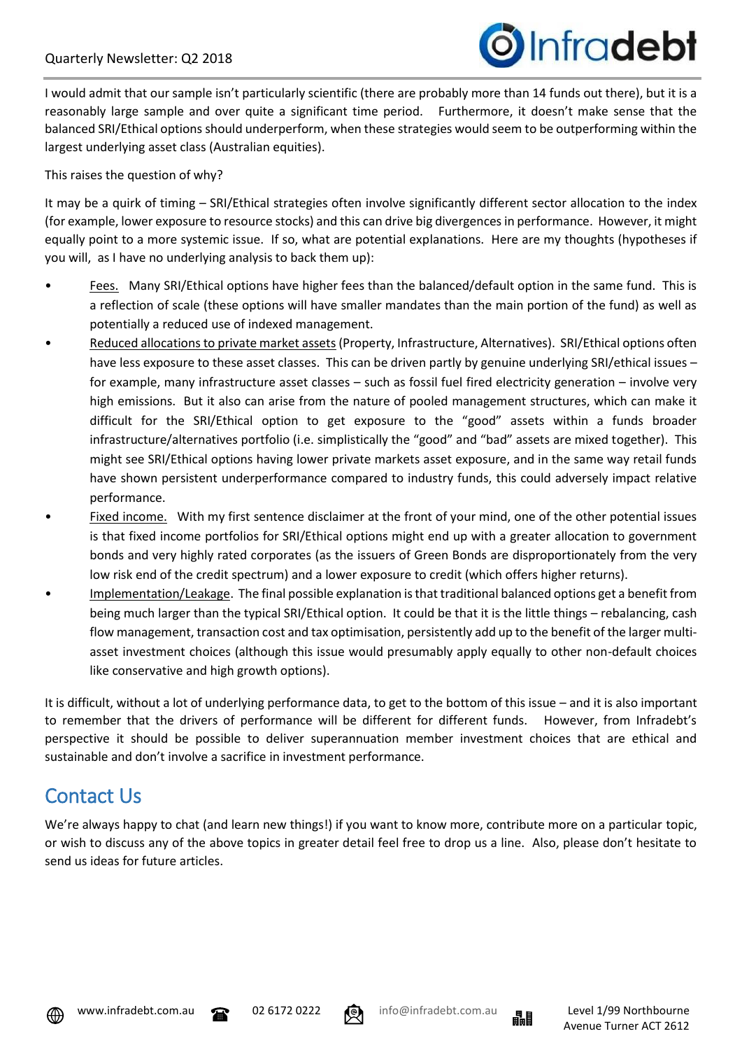I would admit that our sample isn't particularly scientific (there are probably more than 14 funds out there), but it is a reasonably large sample and over quite a significant time period. Furthermore, it doesn't make sense that the balanced SRI/Ethical options should underperform, when these strategies would seem to be outperforming within the largest underlying asset class (Australian equities).

This raises the question of why?

It may be a quirk of timing – SRI/Ethical strategies often involve significantly different sector allocation to the index (for example, lower exposure to resource stocks) and this can drive big divergences in performance. However, it might equally point to a more systemic issue. If so, what are potential explanations. Here are my thoughts (hypotheses if you will, as I have no underlying analysis to back them up):

- Fees. Many SRI/Ethical options have higher fees than the balanced/default option in the same fund. This is a reflection of scale (these options will have smaller mandates than the main portion of the fund) as well as potentially a reduced use of indexed management.
- Reduced allocations to private market assets (Property, Infrastructure, Alternatives). SRI/Ethical options often have less exposure to these asset classes. This can be driven partly by genuine underlying SRI/ethical issues – for example, many infrastructure asset classes – such as fossil fuel fired electricity generation – involve very high emissions. But it also can arise from the nature of pooled management structures, which can make it difficult for the SRI/Ethical option to get exposure to the "good" assets within a funds broader infrastructure/alternatives portfolio (i.e. simplistically the "good" and "bad" assets are mixed together). This might see SRI/Ethical options having lower private markets asset exposure, and in the same way retail funds have shown persistent underperformance compared to industry funds, this could adversely impact relative performance.
- Fixed income. With my first sentence disclaimer at the front of your mind, one of the other potential issues is that fixed income portfolios for SRI/Ethical options might end up with a greater allocation to government bonds and very highly rated corporates (as the issuers of Green Bonds are disproportionately from the very low risk end of the credit spectrum) and a lower exposure to credit (which offers higher returns).
- Implementation/Leakage. The final possible explanation is that traditional balanced options get a benefit from being much larger than the typical SRI/Ethical option. It could be that it is the little things – rebalancing, cash flow management, transaction cost and tax optimisation, persistently add up to the benefit of the larger multi-asset investment choices (although this issue would presumably apply equally to other non-default choices like conservative and high growth options).

It is difficult, without a lot of underlying performance data, to get to the bottom of this issue – and it is also important to remember that the drivers of performance will be different for different funds. However, from Infradebt's perspective it should be possible to deliver superannuation member investment choices that are ethical and sustainable and don't involve a sacrifice in investment performance.

## Contact Us

We're always happy to chat (and learn new things!) if you want to know more, contribute more on a particular topic, or wish to discuss any of the above topics in greater detail feel free to drop us a line. Also, please don't hesitate to send us ideas for future articles.

www.infradebt.com.au | 02 6172 0222 | info@infradebt.com.au | Level 1/99 Northbourne Avenue Turner ACT 2612